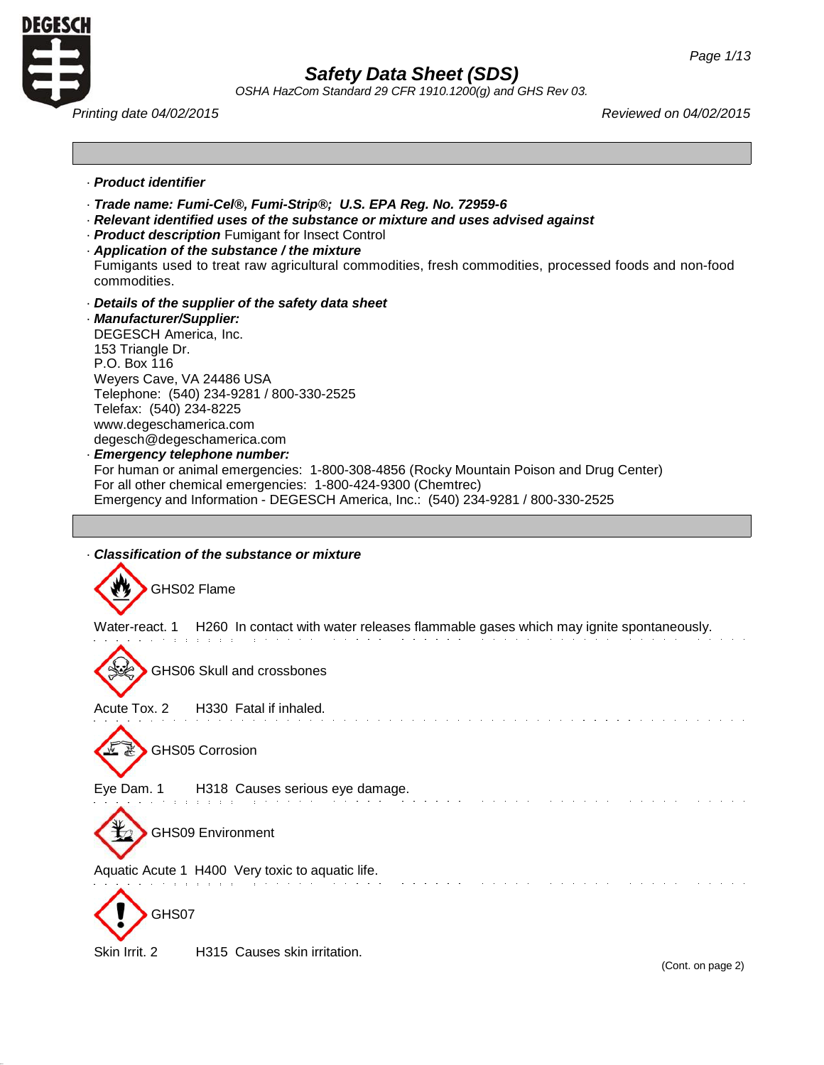# Safety Data Sheet (SDS)

*OSHA HazCom Standard 29 CFR 1910.1200(g) and GHS Rev 03.*

*Printing date 04/02/2015* *Reviewed on 04/02/2015*

---

· ***Product identifier***

· ***Trade name: Fumi-Cel®, Fumi-Strip®; U.S. EPA Reg. No. 72959-6***

· ***Relevant identified uses of the substance or mixture and uses advised against***

· ***Product description*** Fumigant for Insect Control

· ***Application of the substance / the mixture***
Fumigants used to treat raw agricultural commodities, fresh commodities, processed foods and non-food commodities.

· ***Details of the supplier of the safety data sheet***

· ***Manufacturer/Supplier:***
DEGESCH America, Inc.
153 Triangle Dr.
P.O. Box 116
Weyers Cave, VA 24486 USA
Telephone: (540) 234-9281 / 800-330-2525
Telefax: (540) 234-8225
www.degeschamerica.com
degesch@degeschamerica.com

· ***Emergency telephone number:***
For human or animal emergencies: 1-800-308-4856 (Rocky Mountain Poison and Drug Center)
For all other chemical emergencies: 1-800-424-9300 (Chemtrec)
Emergency and Information - DEGESCH America, Inc.: (540) 234-9281 / 800-330-2525

---

· ***Classification of the substance or mixture***

GHS02 Flame

Water-react. 1 H260 In contact with water releases flammable gases which may ignite spontaneously.

GHS06 Skull and crossbones

Acute Tox. 2 H330 Fatal if inhaled.

GHS05 Corrosion

Eye Dam. 1 H318 Causes serious eye damage.

GHS09 Environment

Aquatic Acute 1 H400 Very toxic to aquatic life.

GHS07

Skin Irrit. 2 H315 Causes skin irritation.

(Cont. on page 2)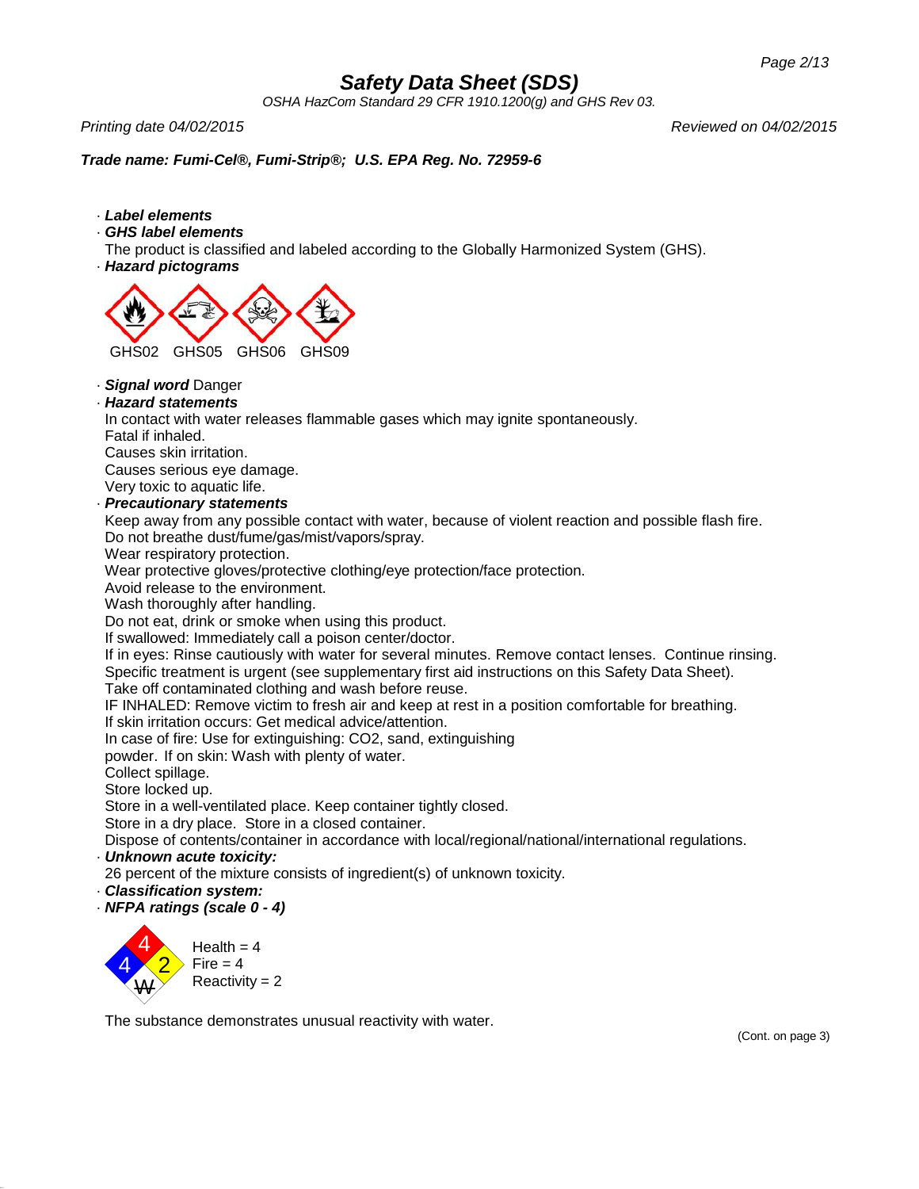# Safety Data Sheet (SDS)

*OSHA HazCom Standard 29 CFR 1910.1200(g) and GHS Rev 03.*

*Printing date 04/02/2015* *Reviewed on 04/02/2015*

***Trade name: Fumi-Cel®, Fumi-Strip®; U.S. EPA Reg. No. 72959-6***

· ***Label elements***

· ***GHS label elements***

The product is classified and labeled according to the Globally Harmonized System (GHS).

· ***Hazard pictograms***

GHS02 GHS05 GHS06 GHS09

· ***Signal word*** Danger

· ***Hazard statements***

In contact with water releases flammable gases which may ignite spontaneously.
Fatal if inhaled.
Causes skin irritation.
Causes serious eye damage.
Very toxic to aquatic life.

· ***Precautionary statements***

Keep away from any possible contact with water, because of violent reaction and possible flash fire.
Do not breathe dust/fume/gas/mist/vapors/spray.
Wear respiratory protection.
Wear protective gloves/protective clothing/eye protection/face protection.
Avoid release to the environment.
Wash thoroughly after handling.
Do not eat, drink or smoke when using this product.
If swallowed: Immediately call a poison center/doctor.
If in eyes: Rinse cautiously with water for several minutes. Remove contact lenses. Continue rinsing.
Specific treatment is urgent (see supplementary first aid instructions on this Safety Data Sheet).
Take off contaminated clothing and wash before reuse.
IF INHALED: Remove victim to fresh air and keep at rest in a position comfortable for breathing.
If skin irritation occurs: Get medical advice/attention.
In case of fire: Use for extinguishing: $CO_2$, sand, extinguishing powder. If on skin: Wash with plenty of water.
Collect spillage.
Store locked up.
Store in a well-ventilated place. Keep container tightly closed.
Store in a dry place. Store in a closed container.
Dispose of contents/container in accordance with local/regional/national/international regulations.

· ***Unknown acute toxicity:***

26 percent of the mixture consists of ingredient(s) of unknown toxicity.

· ***Classification system:***

· ***NFPA ratings (scale 0 - 4)***

Health = 4
Fire = 4
Reactivity = 2

The substance demonstrates unusual reactivity with water.

(Cont. on page 3)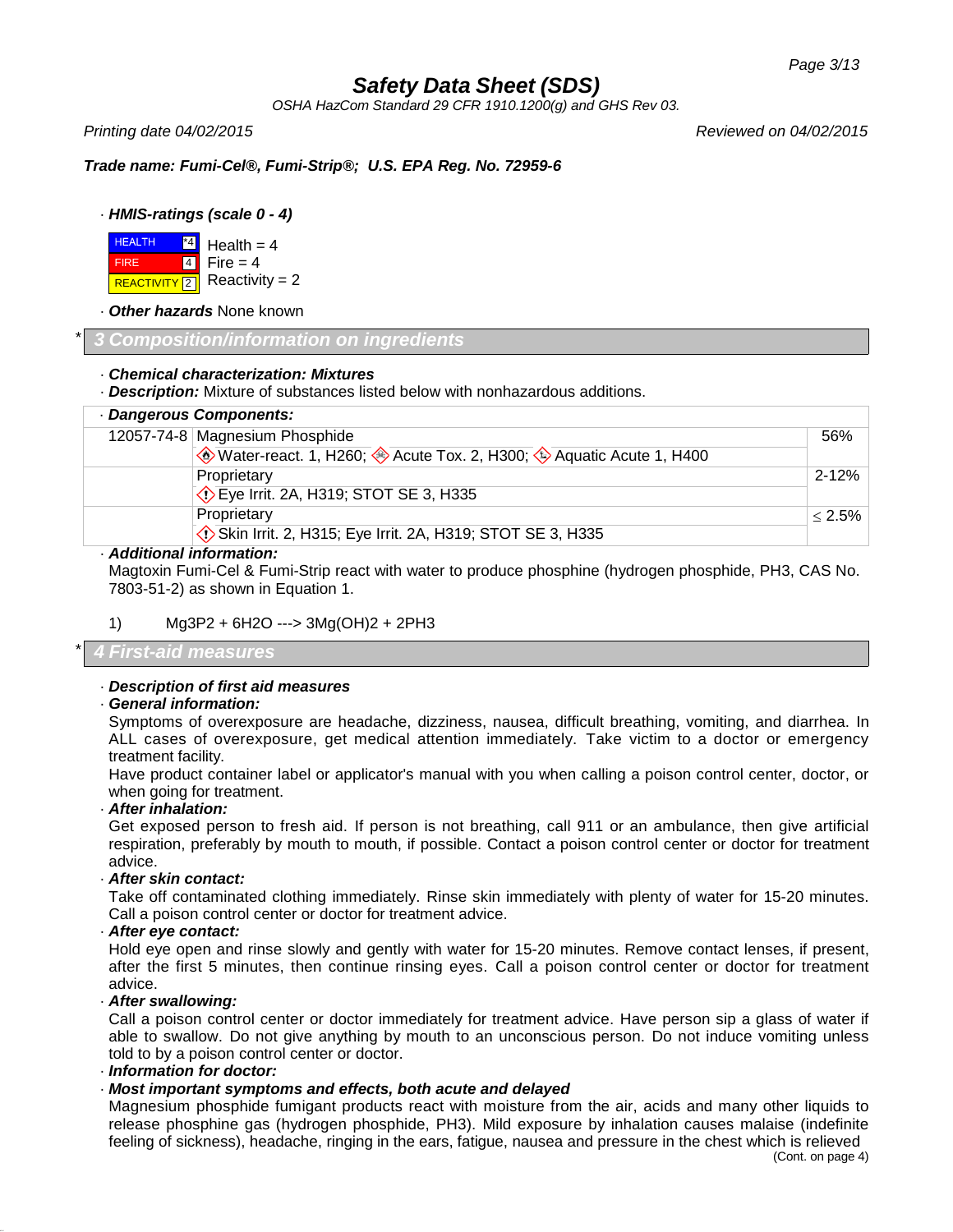# Safety Data Sheet (SDS)

*OSHA HazCom Standard 29 CFR 1910.1200(g) and GHS Rev 03.*

*Printing date 04/02/2015* — *Reviewed on 04/02/2015*

***Trade name: Fumi-Cel®, Fumi-Strip®; U.S. EPA Reg. No. 72959-6***

· ***HMIS-ratings (scale 0 - 4)***

| | | |
|---|---|---|
| HEALTH | *4 | Health = 4 |
| FIRE | 4 | Fire = 4 |
| REACTIVITY | 2 | Reactivity = 2 |

· ***Other hazards*** None known

## * 3 Composition/information on ingredients

· ***Chemical characterization: Mixtures***

· ***Description:*** Mixture of substances listed below with nonhazardous additions.

· ***Dangerous Components:***

| CAS No. | Component | % |
|---|---|---|
| 12057-74-8 | Magnesium Phosphide<br>Water-react. 1, H260; Acute Tox. 2, H300; Aquatic Acute 1, H400 | 56% |
| | Proprietary<br>Eye Irrit. 2A, H319; STOT SE 3, H335 | 2-12% |
| | Proprietary<br>Skin Irrit. 2, H315; Eye Irrit. 2A, H319; STOT SE 3, H335 | ≤ 2.5% |

· ***Additional information:***

Magtoxin Fumi-Cel & Fumi-Strip react with water to produce phosphine (hydrogen phosphide, $PH_3$, CAS No. 7803-51-2) as shown in Equation 1.

1) $Mg_3P_2 + 6H_2O \rightarrow 3Mg(OH)_2 + 2PH_3$

## * 4 First-aid measures

· ***Description of first aid measures***

· ***General information:***

Symptoms of overexposure are headache, dizziness, nausea, difficult breathing, vomiting, and diarrhea. In ALL cases of overexposure, get medical attention immediately. Take victim to a doctor or emergency treatment facility.

Have product container label or applicator's manual with you when calling a poison control center, doctor, or when going for treatment.

· ***After inhalation:***

Get exposed person to fresh aid. If person is not breathing, call 911 or an ambulance, then give artificial respiration, preferably by mouth to mouth, if possible. Contact a poison control center or doctor for treatment advice.

· ***After skin contact:***

Take off contaminated clothing immediately. Rinse skin immediately with plenty of water for 15-20 minutes. Call a poison control center or doctor for treatment advice.

· ***After eye contact:***

Hold eye open and rinse slowly and gently with water for 15-20 minutes. Remove contact lenses, if present, after the first 5 minutes, then continue rinsing eyes. Call a poison control center or doctor for treatment advice.

· ***After swallowing:***

Call a poison control center or doctor immediately for treatment advice. Have person sip a glass of water if able to swallow. Do not give anything by mouth to an unconscious person. Do not induce vomiting unless told to by a poison control center or doctor.

· ***Information for doctor:***

· ***Most important symptoms and effects, both acute and delayed***

Magnesium phosphide fumigant products react with moisture from the air, acids and many other liquids to release phosphine gas (hydrogen phosphide, $PH_3$). Mild exposure by inhalation causes malaise (indefinite feeling of sickness), headache, ringing in the ears, fatigue, nausea and pressure in the chest which is relieved

(Cont. on page 4)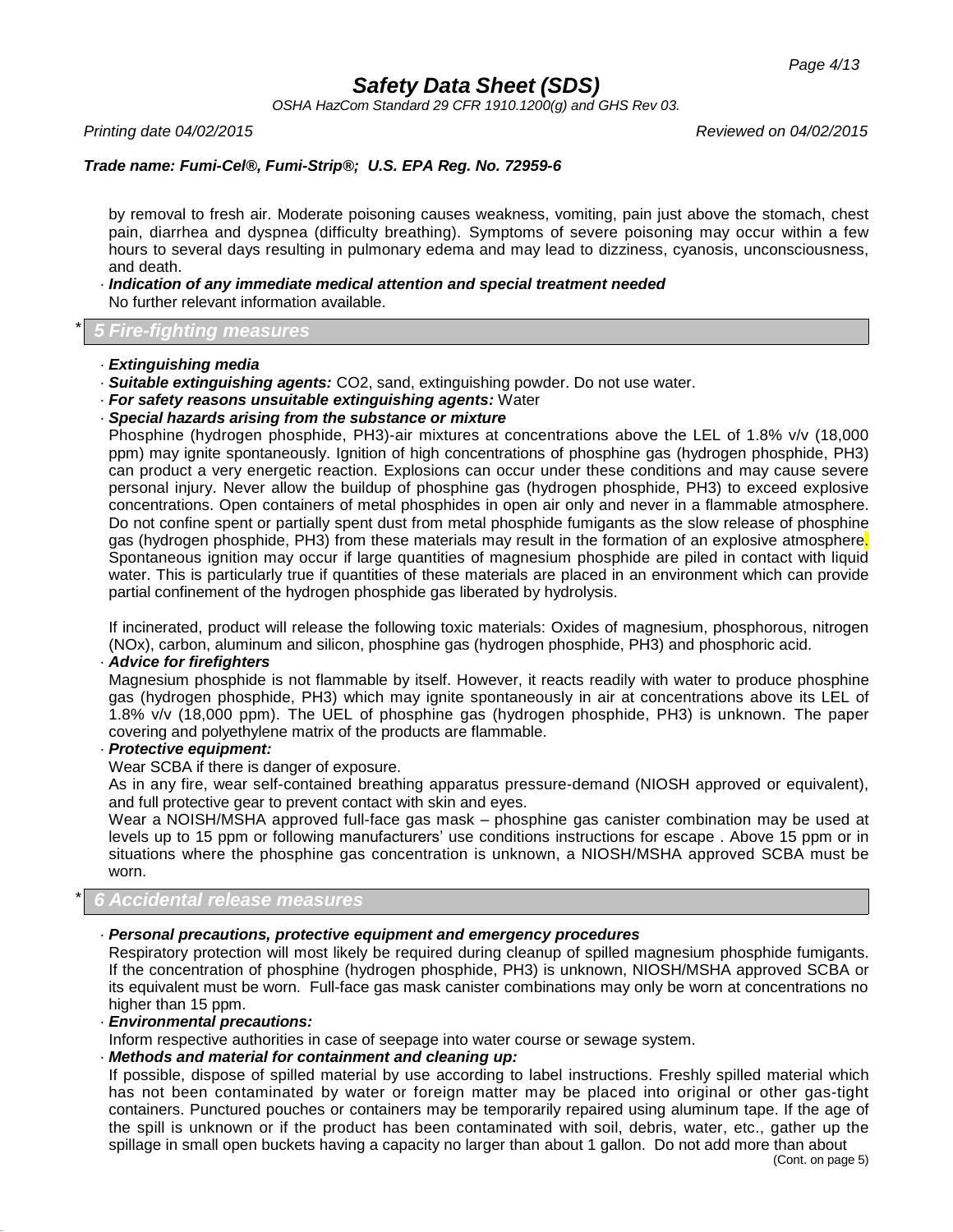by removal to fresh air. Moderate poisoning causes weakness, vomiting, pain just above the stomach, chest pain, diarrhea and dyspnea (difficulty breathing). Symptoms of severe poisoning may occur within a few hours to several days resulting in pulmonary edema and may lead to dizziness, cyanosis, unconsciousness, and death.

· ***Indication of any immediate medical attention and special treatment needed***
No further relevant information available.

## * 5 Fire-fighting measures

· ***Extinguishing media***

· ***Suitable extinguishing agents:*** CO2, sand, extinguishing powder. Do not use water.

· ***For safety reasons unsuitable extinguishing agents:*** Water

· ***Special hazards arising from the substance or mixture***
Phosphine (hydrogen phosphide, PH3)-air mixtures at concentrations above the LEL of 1.8% v/v (18,000 ppm) may ignite spontaneously. Ignition of high concentrations of phosphine gas (hydrogen phosphide, PH3) can product a very energetic reaction. Explosions can occur under these conditions and may cause severe personal injury. Never allow the buildup of phosphine gas (hydrogen phosphide, PH3) to exceed explosive concentrations. Open containers of metal phosphides in open air only and never in a flammable atmosphere. Do not confine spent or partially spent dust from metal phosphide fumigants as the slow release of phosphine gas (hydrogen phosphide, PH3) from these materials may result in the formation of an explosive atmosphere. Spontaneous ignition may occur if large quantities of magnesium phosphide are piled in contact with liquid water. This is particularly true if quantities of these materials are placed in an environment which can provide partial confinement of the hydrogen phosphide gas liberated by hydrolysis.

If incinerated, product will release the following toxic materials: Oxides of magnesium, phosphorous, nitrogen (NOx), carbon, aluminum and silicon, phosphine gas (hydrogen phosphide, PH3) and phosphoric acid.

· ***Advice for firefighters***
Magnesium phosphide is not flammable by itself. However, it reacts readily with water to produce phosphine gas (hydrogen phosphide, PH3) which may ignite spontaneously in air at concentrations above its LEL of 1.8% v/v (18,000 ppm). The UEL of phosphine gas (hydrogen phosphide, PH3) is unknown. The paper covering and polyethylene matrix of the products are flammable.

· ***Protective equipment:***
Wear SCBA if there is danger of exposure.
As in any fire, wear self-contained breathing apparatus pressure-demand (NIOSH approved or equivalent), and full protective gear to prevent contact with skin and eyes.
Wear a NOISH/MSHA approved full-face gas mask – phosphine gas canister combination may be used at levels up to 15 ppm or following manufacturers' use conditions instructions for escape . Above 15 ppm or in situations where the phosphine gas concentration is unknown, a NIOSH/MSHA approved SCBA must be worn.

## * 6 Accidental release measures

· ***Personal precautions, protective equipment and emergency procedures***
Respiratory protection will most likely be required during cleanup of spilled magnesium phosphide fumigants. If the concentration of phosphine (hydrogen phosphide, PH3) is unknown, NIOSH/MSHA approved SCBA or its equivalent must be worn. Full-face gas mask canister combinations may only be worn at concentrations no higher than 15 ppm.

· ***Environmental precautions:***
Inform respective authorities in case of seepage into water course or sewage system.

· ***Methods and material for containment and cleaning up:***
If possible, dispose of spilled material by use according to label instructions. Freshly spilled material which has not been contaminated by water or foreign matter may be placed into original or other gas-tight containers. Punctured pouches or containers may be temporarily repaired using aluminum tape. If the age of the spill is unknown or if the product has been contaminated with soil, debris, water, etc., gather up the spillage in small open buckets having a capacity no larger than about 1 gallon. Do not add more than about

(Cont. on page 5)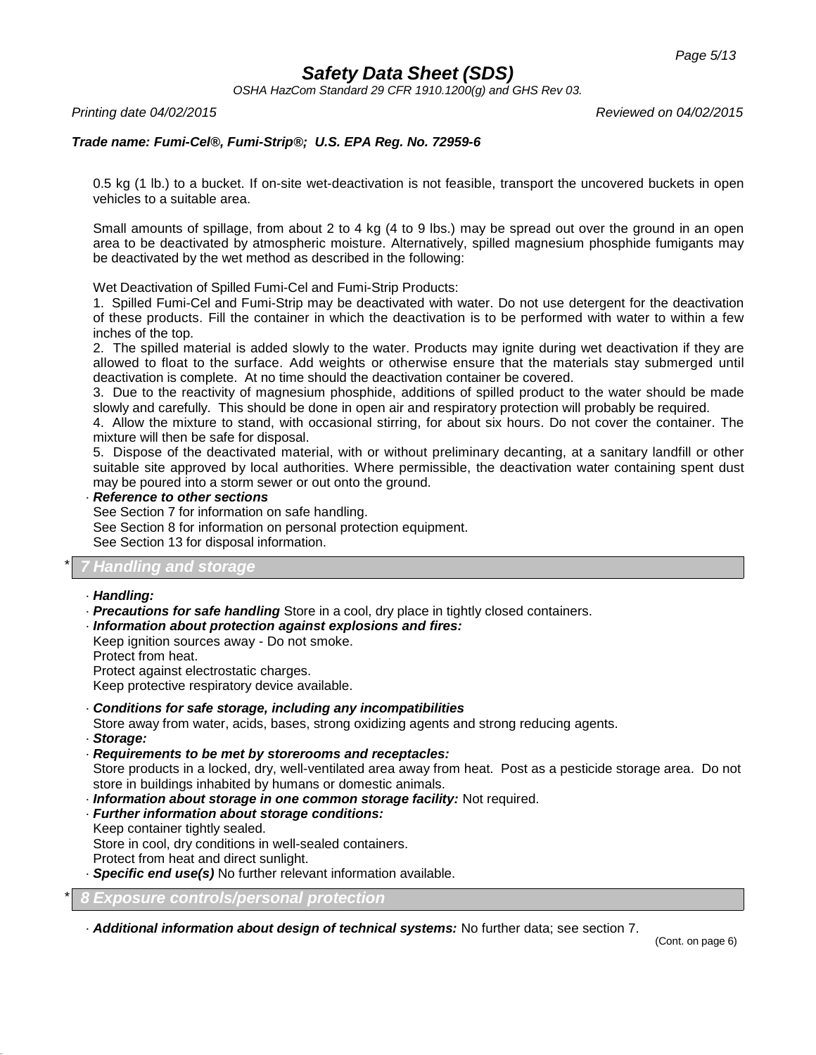0.5 kg (1 lb.) to a bucket. If on-site wet-deactivation is not feasible, transport the uncovered buckets in open vehicles to a suitable area.

Small amounts of spillage, from about 2 to 4 kg (4 to 9 lbs.) may be spread out over the ground in an open area to be deactivated by atmospheric moisture. Alternatively, spilled magnesium phosphide fumigants may be deactivated by the wet method as described in the following:

Wet Deactivation of Spilled Fumi-Cel and Fumi-Strip Products:

1. Spilled Fumi-Cel and Fumi-Strip may be deactivated with water. Do not use detergent for the deactivation of these products. Fill the container in which the deactivation is to be performed with water to within a few inches of the top.
2. The spilled material is added slowly to the water. Products may ignite during wet deactivation if they are allowed to float to the surface. Add weights or otherwise ensure that the materials stay submerged until deactivation is complete. At no time should the deactivation container be covered.
3. Due to the reactivity of magnesium phosphide, additions of spilled product to the water should be made slowly and carefully. This should be done in open air and respiratory protection will probably be required.
4. Allow the mixture to stand, with occasional stirring, for about six hours. Do not cover the container. The mixture will then be safe for disposal.
5. Dispose of the deactivated material, with or without preliminary decanting, at a sanitary landfill or other suitable site approved by local authorities. Where permissible, the deactivation water containing spent dust may be poured into a storm sewer or out onto the ground.

· ***Reference to other sections***
See Section 7 for information on safe handling.
See Section 8 for information on personal protection equipment.
See Section 13 for disposal information.

## * 7 Handling and storage

· ***Handling:***
· ***Precautions for safe handling*** Store in a cool, dry place in tightly closed containers.
· ***Information about protection against explosions and fires:***
Keep ignition sources away - Do not smoke.
Protect from heat.
Protect against electrostatic charges.
Keep protective respiratory device available.

· ***Conditions for safe storage, including any incompatibilities***
Store away from water, acids, bases, strong oxidizing agents and strong reducing agents.
· ***Storage:***
· ***Requirements to be met by storerooms and receptacles:***
Store products in a locked, dry, well-ventilated area away from heat. Post as a pesticide storage area. Do not store in buildings inhabited by humans or domestic animals.
· ***Information about storage in one common storage facility:*** Not required.
· ***Further information about storage conditions:***
Keep container tightly sealed.
Store in cool, dry conditions in well-sealed containers.
Protect from heat and direct sunlight.
· ***Specific end use(s)*** No further relevant information available.

## * 8 Exposure controls/personal protection

· ***Additional information about design of technical systems:*** No further data; see section 7.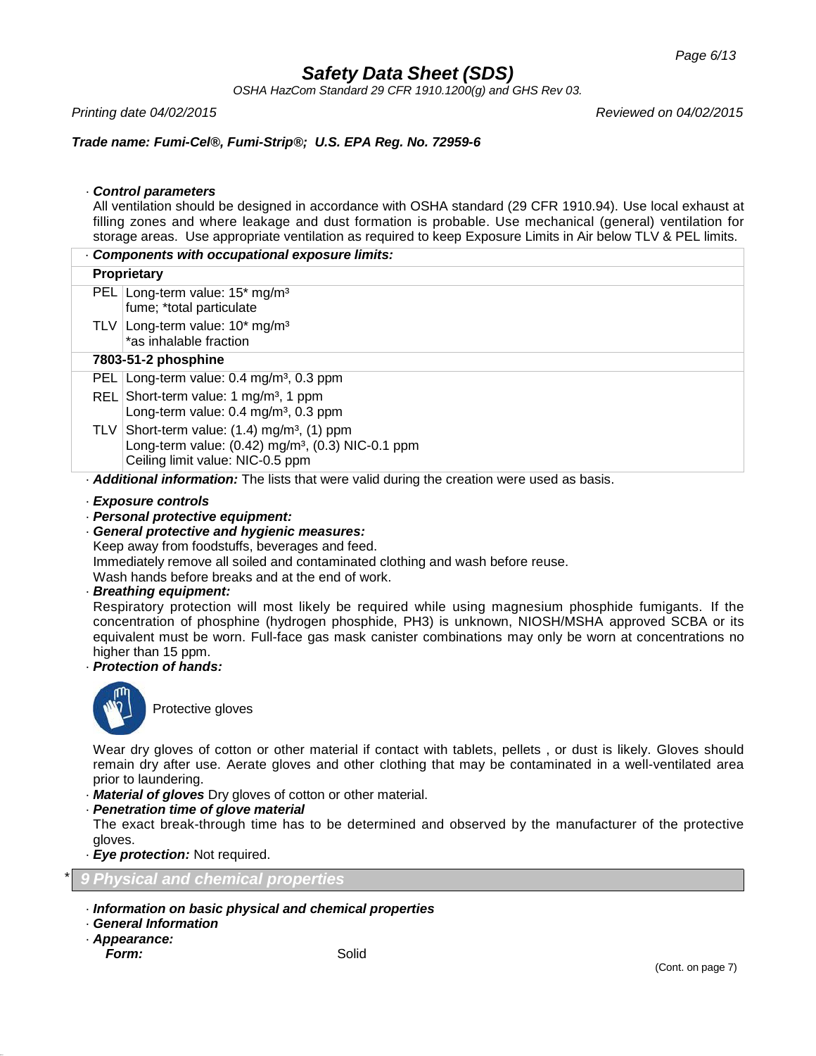· **Control parameters**

All ventilation should be designed in accordance with OSHA standard (29 CFR 1910.94). Use local exhaust at filling zones and where leakage and dust formation is probable. Use mechanical (general) ventilation for storage areas. Use appropriate ventilation as required to keep Exposure Limits in Air below TLV & PEL limits.

| · **Components with occupational exposure limits:** | |
|---|---|
| **Proprietary** | |
| PEL | Long-term value: 15* mg/m³<br>fume; *total particulate |
| TLV | Long-term value: 10* mg/m³<br>*as inhalable fraction |
| **7803-51-2 phosphine** | |
| PEL | Long-term value: 0.4 mg/m³, 0.3 ppm |
| REL | Short-term value: 1 mg/m³, 1 ppm<br>Long-term value: 0.4 mg/m³, 0.3 ppm |
| TLV | Short-term value: (1.4) mg/m³, (1) ppm<br>Long-term value: (0.42) mg/m³, (0.3) NIC-0.1 ppm<br>Ceiling limit value: NIC-0.5 ppm |

· **Additional information:** The lists that were valid during the creation were used as basis.

· **Exposure controls**

· **Personal protective equipment:**

· **General protective and hygienic measures:**

Keep away from foodstuffs, beverages and feed.

Immediately remove all soiled and contaminated clothing and wash before reuse.

Wash hands before breaks and at the end of work.

· **Breathing equipment:**

Respiratory protection will most likely be required while using magnesium phosphide fumigants. If the concentration of phosphine (hydrogen phosphide, $PH_3$) is unknown, NIOSH/MSHA approved SCBA or its equivalent must be worn. Full-face gas mask canister combinations may only be worn at concentrations no higher than 15 ppm.

· **Protection of hands:**

Protective gloves

Wear dry gloves of cotton or other material if contact with tablets, pellets , or dust is likely. Gloves should remain dry after use. Aerate gloves and other clothing that may be contaminated in a well-ventilated area prior to laundering.

· **Material of gloves** Dry gloves of cotton or other material.

· **Penetration time of glove material**

The exact break-through time has to be determined and observed by the manufacturer of the protective gloves.

· **Eye protection:** Not required.

## * 9 Physical and chemical properties

· **Information on basic physical and chemical properties**

· **General Information**

· **Appearance:**

**Form:** Solid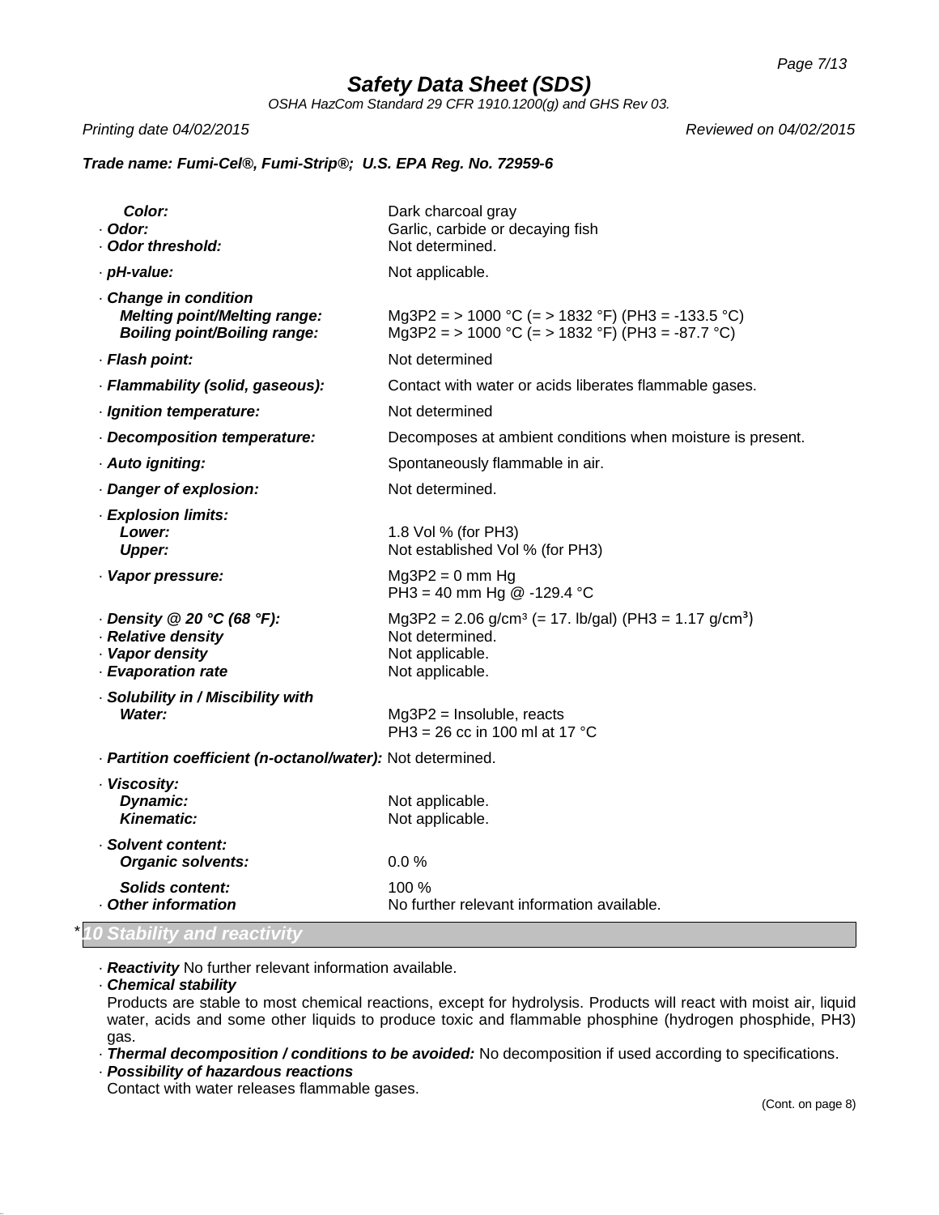| | |
|---|---|
| **Color:** | Dark charcoal gray |
| · **Odor:** | Garlic, carbide or decaying fish |
| · **Odor threshold:** | Not determined. |
| · **pH-value:** | Not applicable. |
| · **Change in condition** | |
| **Melting point/Melting range:** | $Mg_3P_2$ = > 1000 °C (= > 1832 °F) ($PH_3$ = -133.5 °C) |
| **Boiling point/Boiling range:** | $Mg_3P_2$ = > 1000 °C (= > 1832 °F) ($PH_3$ = -87.7 °C) |
| · **Flash point:** | Not determined |
| · **Flammability (solid, gaseous):** | Contact with water or acids liberates flammable gases. |
| · **Ignition temperature:** | Not determined |
| · **Decomposition temperature:** | Decomposes at ambient conditions when moisture is present. |
| · **Auto igniting:** | Spontaneously flammable in air. |
| · **Danger of explosion:** | Not determined. |
| · **Explosion limits:** | |
| **Lower:** | 1.8 Vol % (for $PH_3$) |
| **Upper:** | Not established Vol % (for $PH_3$) |
| · **Vapor pressure:** | $Mg_3P_2$ = 0 mm Hg<br>$PH_3$ = 40 mm Hg @ -129.4 °C |
| · **Density @ 20 °C (68 °F):** | $Mg_3P_2$ = 2.06 g/cm³ (= 17. lb/gal) ($PH_3$ = 1.17 g/cm³) |
| · **Relative density** | Not determined. |
| · **Vapor density** | Not applicable. |
| · **Evaporation rate** | Not applicable. |
| · **Solubility in / Miscibility with** | |
| **Water:** | $Mg_3P_2$ = Insoluble, reacts<br>$PH_3$ = 26 cc in 100 ml at 17 °C |
| · **Partition coefficient (n-octanol/water):** | Not determined. |
| · **Viscosity:** | |
| **Dynamic:** | Not applicable. |
| **Kinematic:** | Not applicable. |
| · **Solvent content:** | |
| **Organic solvents:** | 0.0 % |
| **Solids content:** | 100 % |
| · **Other information** | No further relevant information available. |

## * 10 Stability and reactivity

· **Reactivity** No further relevant information available.

· **Chemical stability**

Products are stable to most chemical reactions, except for hydrolysis. Products will react with moist air, liquid water, acids and some other liquids to produce toxic and flammable phosphine (hydrogen phosphide, $PH_3$) gas.

· **Thermal decomposition / conditions to be avoided:** No decomposition if used according to specifications.

· **Possibility of hazardous reactions**

Contact with water releases flammable gases.

(Cont. on page 8)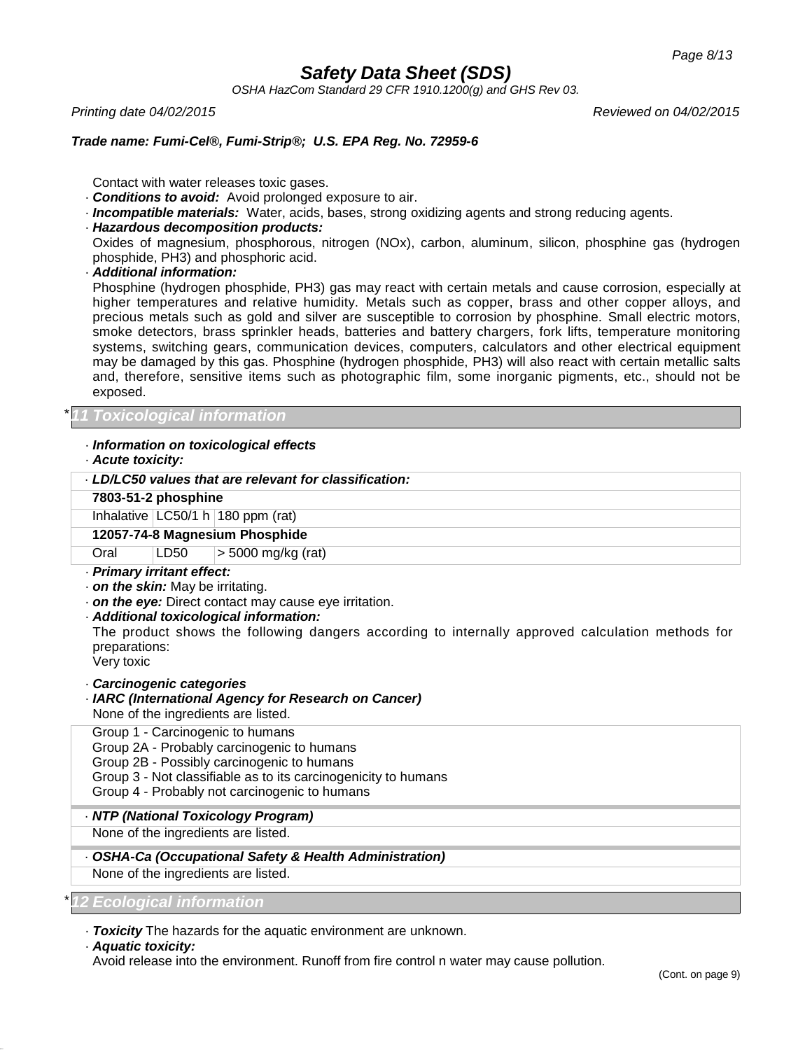Contact with water releases toxic gases.

· ***Conditions to avoid:*** Avoid prolonged exposure to air.

· ***Incompatible materials:*** Water, acids, bases, strong oxidizing agents and strong reducing agents.

· ***Hazardous decomposition products:***

Oxides of magnesium, phosphorous, nitrogen (NOx), carbon, aluminum, silicon, phosphine gas (hydrogen phosphide, PH3) and phosphoric acid.

· ***Additional information:***

Phosphine (hydrogen phosphide, PH3) gas may react with certain metals and cause corrosion, especially at higher temperatures and relative humidity. Metals such as copper, brass and other copper alloys, and precious metals such as gold and silver are susceptible to corrosion by phosphine. Small electric motors, smoke detectors, brass sprinkler heads, batteries and battery chargers, fork lifts, temperature monitoring systems, switching gears, communication devices, computers, calculators and other electrical equipment may be damaged by this gas. Phosphine (hydrogen phosphide, PH3) will also react with certain metallic salts and, therefore, sensitive items such as photographic film, some inorganic pigments, etc., should not be exposed.

## * 11 Toxicological information

· ***Information on toxicological effects***

· ***Acute toxicity:***

| · ***LD/LC50 values that are relevant for classification:*** | | |
|---|---|---|
| **7803-51-2 phosphine** | | |
| Inhalative | LC50/1 h | 180 ppm (rat) |
| **12057-74-8 Magnesium Phosphide** | | |
| Oral | LD50 | > 5000 mg/kg (rat) |

· ***Primary irritant effect:***

· ***on the skin:*** May be irritating.

· ***on the eye:*** Direct contact may cause eye irritation.

· ***Additional toxicological information:***

The product shows the following dangers according to internally approved calculation methods for preparations:

Very toxic

· ***Carcinogenic categories***

· ***IARC (International Agency for Research on Cancer)***

None of the ingredients are listed.

Group 1 - Carcinogenic to humans
Group 2A - Probably carcinogenic to humans
Group 2B - Possibly carcinogenic to humans
Group 3 - Not classifiable as to its carcinogenicity to humans
Group 4 - Probably not carcinogenic to humans

· ***NTP (National Toxicology Program)***

None of the ingredients are listed.

· ***OSHA-Ca (Occupational Safety & Health Administration)***

None of the ingredients are listed.

## * 12 Ecological information

· ***Toxicity*** The hazards for the aquatic environment are unknown.

· ***Aquatic toxicity:***

Avoid release into the environment. Runoff from fire control n water may cause pollution.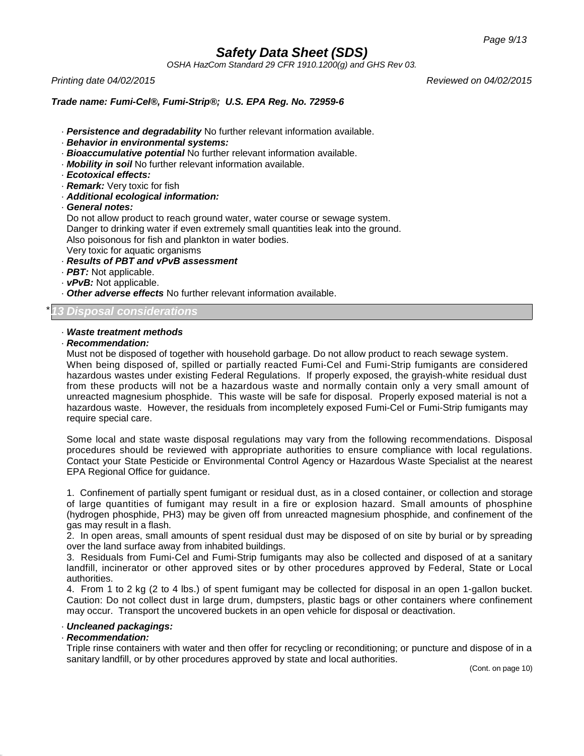· ***Persistence and degradability*** No further relevant information available.
· ***Behavior in environmental systems:***
· ***Bioaccumulative potential*** No further relevant information available.
· ***Mobility in soil*** No further relevant information available.
· ***Ecotoxical effects:***
· ***Remark:*** Very toxic for fish
· ***Additional ecological information:***
· ***General notes:***
Do not allow product to reach ground water, water course or sewage system.
Danger to drinking water if even extremely small quantities leak into the ground.
Also poisonous for fish and plankton in water bodies.
Very toxic for aquatic organisms
· ***Results of PBT and vPvB assessment***
· ***PBT:*** Not applicable.
· ***vPvB:*** Not applicable.
· ***Other adverse effects*** No further relevant information available.

## *13 Disposal considerations

· ***Waste treatment methods***
· ***Recommendation:***
Must not be disposed of together with household garbage. Do not allow product to reach sewage system.
When being disposed of, spilled or partially reacted Fumi-Cel and Fumi-Strip fumigants are considered hazardous wastes under existing Federal Regulations. If properly exposed, the grayish-white residual dust from these products will not be a hazardous waste and normally contain only a very small amount of unreacted magnesium phosphide. This waste will be safe for disposal. Properly exposed material is not a hazardous waste. However, the residuals from incompletely exposed Fumi-Cel or Fumi-Strip fumigants may require special care.

Some local and state waste disposal regulations may vary from the following recommendations. Disposal procedures should be reviewed with appropriate authorities to ensure compliance with local regulations. Contact your State Pesticide or Environmental Control Agency or Hazardous Waste Specialist at the nearest EPA Regional Office for guidance.

1. Confinement of partially spent fumigant or residual dust, as in a closed container, or collection and storage of large quantities of fumigant may result in a fire or explosion hazard. Small amounts of phosphine (hydrogen phosphide, $PH_3$) may be given off from unreacted magnesium phosphide, and confinement of the gas may result in a flash.
2. In open areas, small amounts of spent residual dust may be disposed of on site by burial or by spreading over the land surface away from inhabited buildings.
3. Residuals from Fumi-Cel and Fumi-Strip fumigants may also be collected and disposed of at a sanitary landfill, incinerator or other approved sites or by other procedures approved by Federal, State or Local authorities.
4. From 1 to 2 kg (2 to 4 lbs.) of spent fumigant may be collected for disposal in an open 1-gallon bucket. Caution: Do not collect dust in large drum, dumpsters, plastic bags or other containers where confinement may occur. Transport the uncovered buckets in an open vehicle for disposal or deactivation.

· ***Uncleaned packagings:***
· ***Recommendation:***
Triple rinse containers with water and then offer for recycling or reconditioning; or puncture and dispose of in a sanitary landfill, or by other procedures approved by state and local authorities.

(Cont. on page 10)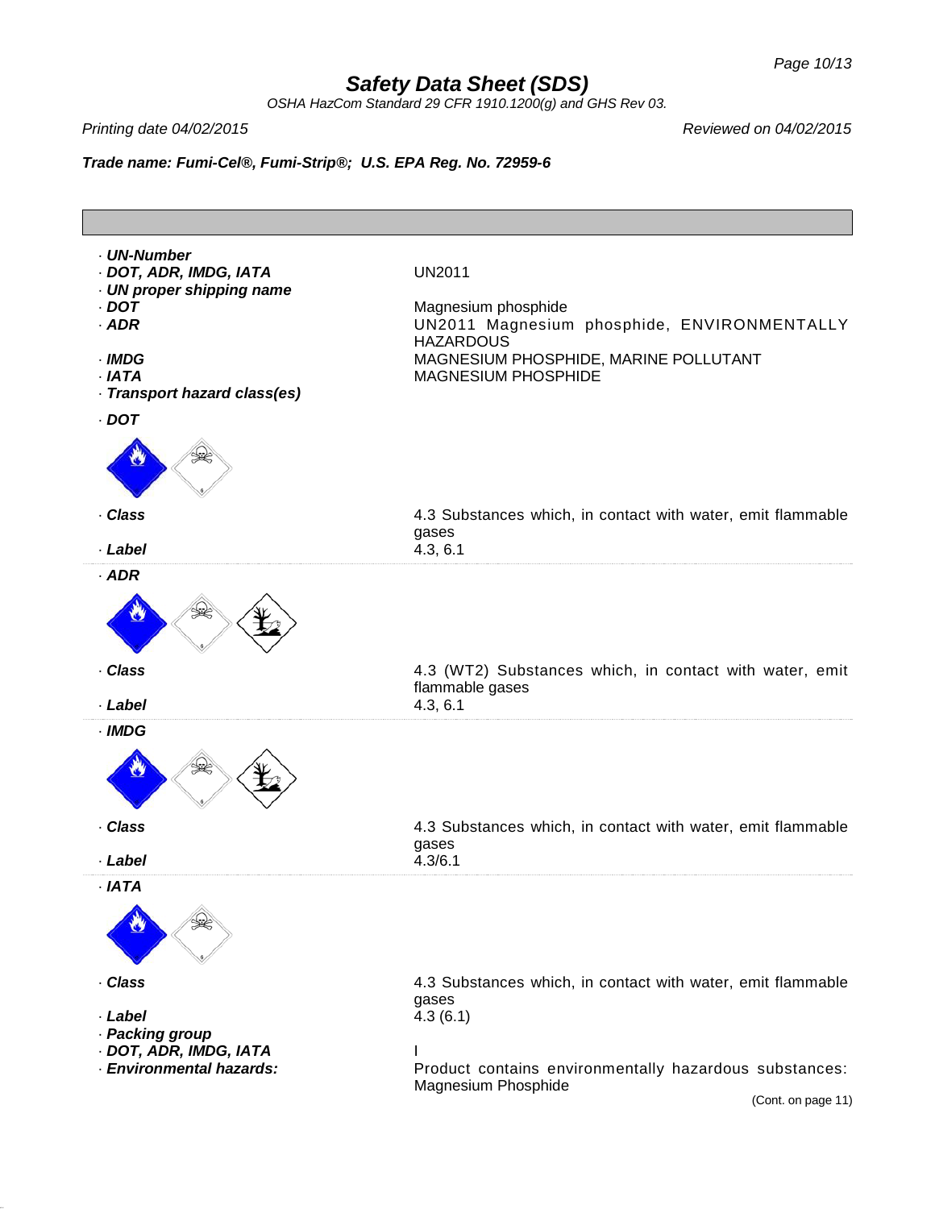· **UN-Number**
· **DOT, ADR, IMDG, IATA** UN2011
· **UN proper shipping name**
· **DOT** Magnesium phosphide
· **ADR** UN2011 Magnesium phosphide, ENVIRONMENTALLY HAZARDOUS
· **IMDG** MAGNESIUM PHOSPHIDE, MARINE POLLUTANT
· **IATA** MAGNESIUM PHOSPHIDE
· **Transport hazard class(es)**

· **DOT**

· **Class** 4.3 Substances which, in contact with water, emit flammable gases
· **Label** 4.3, 6.1

· **ADR**

· **Class** 4.3 (WT2) Substances which, in contact with water, emit flammable gases
· **Label** 4.3, 6.1

· **IMDG**

· **Class** 4.3 Substances which, in contact with water, emit flammable gases
· **Label** 4.3/6.1

· **IATA**

· **Class** 4.3 Substances which, in contact with water, emit flammable gases
· **Label** 4.3 (6.1)
· **Packing group**
· **DOT, ADR, IMDG, IATA** I
· **Environmental hazards:** Product contains environmentally hazardous substances: Magnesium Phosphide

(Cont. on page 11)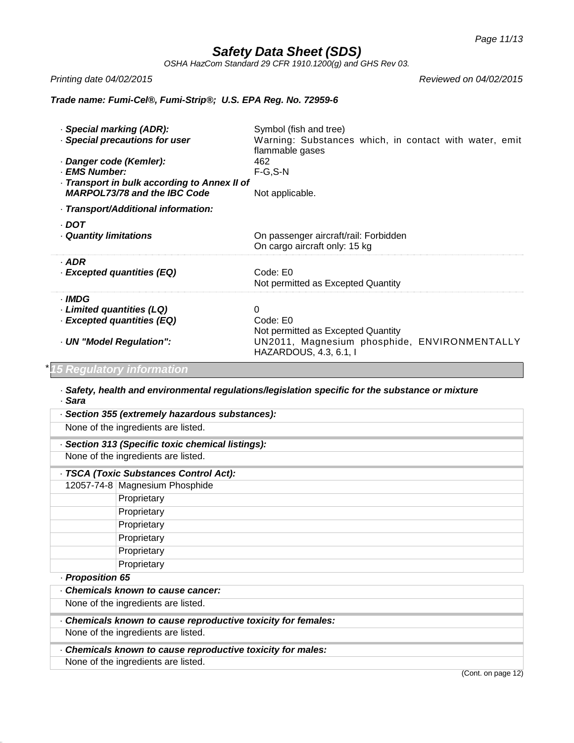## Safety Data Sheet (SDS)

OSHA HazCom Standard 29 CFR 1910.1200(g) and GHS Rev 03.

*Printing date 04/02/2015* *Reviewed on 04/02/2015*

**Trade name: Fumi-Cel®, Fumi-Strip®; U.S. EPA Reg. No. 72959-6**

· **Special marking (ADR):** Symbol (fish and tree)
· **Special precautions for user** Warning: Substances which, in contact with water, emit flammable gases
· **Danger code (Kemler):** 462
· **EMS Number:** F-G,S-N
· **Transport in bulk according to Annex II of MARPOL73/78 and the IBC Code** Not applicable.

· **Transport/Additional information:**

· **DOT**
· **Quantity limitations** On passenger aircraft/rail: Forbidden
On cargo aircraft only: 15 kg

· **ADR**
· **Excepted quantities (EQ)** Code: E0
Not permitted as Excepted Quantity

· **IMDG**
· **Limited quantities (LQ)** 0
· **Excepted quantities (EQ)** Code: E0
Not permitted as Excepted Quantity
· **UN "Model Regulation":** UN2011, Magnesium phosphide, ENVIRONMENTALLY HAZARDOUS, 4.3, 6.1, I

## * 15 Regulatory information

· **Safety, health and environmental regulations/legislation specific for the substance or mixture**
· **Sara**

· **Section 355 (extremely hazardous substances):**
None of the ingredients are listed.

· **Section 313 (Specific toxic chemical listings):**
None of the ingredients are listed.

· **TSCA (Toxic Substances Control Act):**

| | |
|---|---|
| 12057-74-8 | Magnesium Phosphide |
| | Proprietary |
| | Proprietary |
| | Proprietary |
| | Proprietary |
| | Proprietary |
| | Proprietary |

· **Proposition 65**

· **Chemicals known to cause cancer:**
None of the ingredients are listed.

· **Chemicals known to cause reproductive toxicity for females:**
None of the ingredients are listed.

· **Chemicals known to cause reproductive toxicity for males:**
None of the ingredients are listed.

(Cont. on page 12)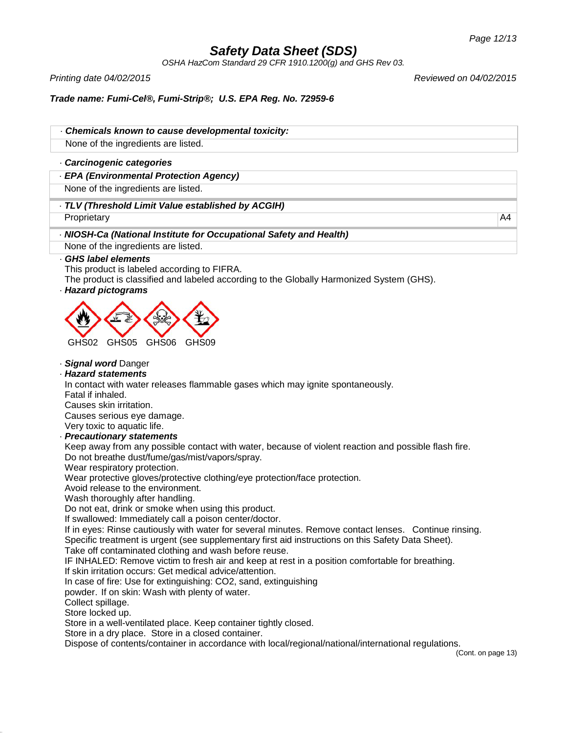# Safety Data Sheet (SDS)

*OSHA HazCom Standard 29 CFR 1910.1200(g) and GHS Rev 03.*

*Printing date 04/02/2015* *Reviewed on 04/02/2015*

***Trade name: Fumi-Cel®, Fumi-Strip®; U.S. EPA Reg. No. 72959-6***

| · ***Chemicals known to cause developmental toxicity:*** |
| --- |
| None of the ingredients are listed. |

· ***Carcinogenic categories***

| · ***EPA (Environmental Protection Agency)*** | |
| --- | --- |
| None of the ingredients are listed. | |
| · ***TLV (Threshold Limit Value established by ACGIH)*** | |
| Proprietary | A4 |
| · ***NIOSH-Ca (National Institute for Occupational Safety and Health)*** | |
| None of the ingredients are listed. | |

· ***GHS label elements***

This product is labeled according to FIFRA.
The product is classified and labeled according to the Globally Harmonized System (GHS).

· ***Hazard pictograms***

GHS02 GHS05 GHS06 GHS09

· ***Signal word*** Danger

· ***Hazard statements***

In contact with water releases flammable gases which may ignite spontaneously.
Fatal if inhaled.
Causes skin irritation.
Causes serious eye damage.
Very toxic to aquatic life.

· ***Precautionary statements***

Keep away from any possible contact with water, because of violent reaction and possible flash fire.
Do not breathe dust/fume/gas/mist/vapors/spray.
Wear respiratory protection.
Wear protective gloves/protective clothing/eye protection/face protection.
Avoid release to the environment.
Wash thoroughly after handling.
Do not eat, drink or smoke when using this product.
If swallowed: Immediately call a poison center/doctor.
If in eyes: Rinse cautiously with water for several minutes. Remove contact lenses. Continue rinsing.
Specific treatment is urgent (see supplementary first aid instructions on this Safety Data Sheet).
Take off contaminated clothing and wash before reuse.
IF INHALED: Remove victim to fresh air and keep at rest in a position comfortable for breathing.
If skin irritation occurs: Get medical advice/attention.
In case of fire: Use for extinguishing: $CO_2$, sand, extinguishing
powder. If on skin: Wash with plenty of water.
Collect spillage.
Store locked up.
Store in a well-ventilated place. Keep container tightly closed.
Store in a dry place. Store in a closed container.
Dispose of contents/container in accordance with local/regional/national/international regulations.

(Cont. on page 13)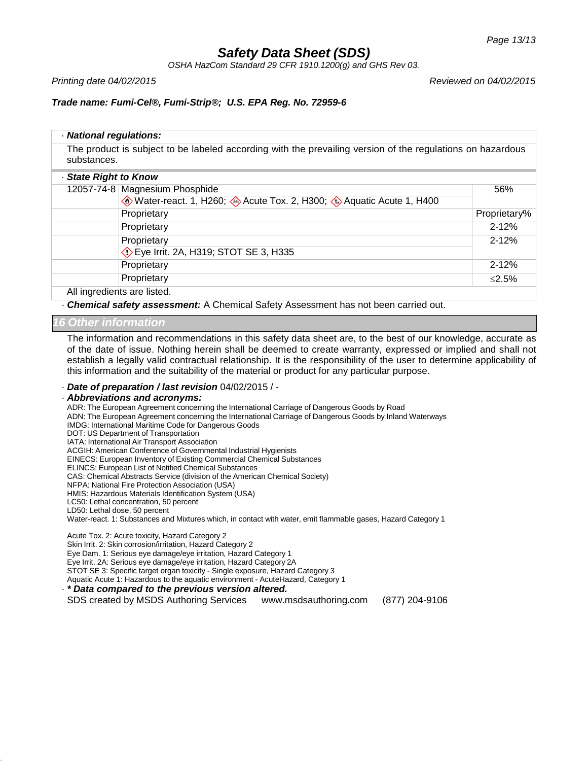· ***National regulations:***

The product is subject to be labeled according with the prevailing version of the regulations on hazardous substances.

· ***State Right to Know***

| | | |
|---|---|---|
| 12057-74-8 | Magnesium Phosphide<br>Water-react. 1, H260; Acute Tox. 2, H300; Aquatic Acute 1, H400 | 56% |
| | Proprietary | Proprietary% |
| | Proprietary | 2-12% |
| | Proprietary<br>Eye Irrit. 2A, H319; STOT SE 3, H335 | 2-12% |
| | Proprietary | 2-12% |
| | Proprietary | ≤2.5% |

All ingredients are listed.

· ***Chemical safety assessment:*** A Chemical Safety Assessment has not been carried out.

## 16 Other information

The information and recommendations in this safety data sheet are, to the best of our knowledge, accurate as of the date of issue. Nothing herein shall be deemed to create warranty, expressed or implied and shall not establish a legally valid contractual relationship. It is the responsibility of the user to determine applicability of this information and the suitability of the material or product for any particular purpose.

· ***Date of preparation / last revision*** 04/02/2015 / -

· ***Abbreviations and acronyms:***

ADR: The European Agreement concerning the International Carriage of Dangerous Goods by Road
ADN: The European Agreement concerning the International Carriage of Dangerous Goods by Inland Waterways
IMDG: International Maritime Code for Dangerous Goods
DOT: US Department of Transportation
IATA: International Air Transport Association
ACGIH: American Conference of Governmental Industrial Hygienists
EINECS: European Inventory of Existing Commercial Chemical Substances
ELINCS: European List of Notified Chemical Substances
CAS: Chemical Abstracts Service (division of the American Chemical Society)
NFPA: National Fire Protection Association (USA)
HMIS: Hazardous Materials Identification System (USA)
LC50: Lethal concentration, 50 percent
LD50: Lethal dose, 50 percent
Water-react. 1: Substances and Mixtures which, in contact with water, emit flammable gases, Hazard Category 1

Acute Tox. 2: Acute toxicity, Hazard Category 2
Skin Irrit. 2: Skin corrosion/irritation, Hazard Category 2
Eye Dam. 1: Serious eye damage/eye irritation, Hazard Category 1
Eye Irrit. 2A: Serious eye damage/eye irritation, Hazard Category 2A
STOT SE 3: Specific target organ toxicity - Single exposure, Hazard Category 3
Aquatic Acute 1: Hazardous to the aquatic environment - AcuteHazard, Category 1

· ***\* Data compared to the previous version altered.***

SDS created by MSDS Authoring Services www.msdsauthoring.com (877) 204-9106